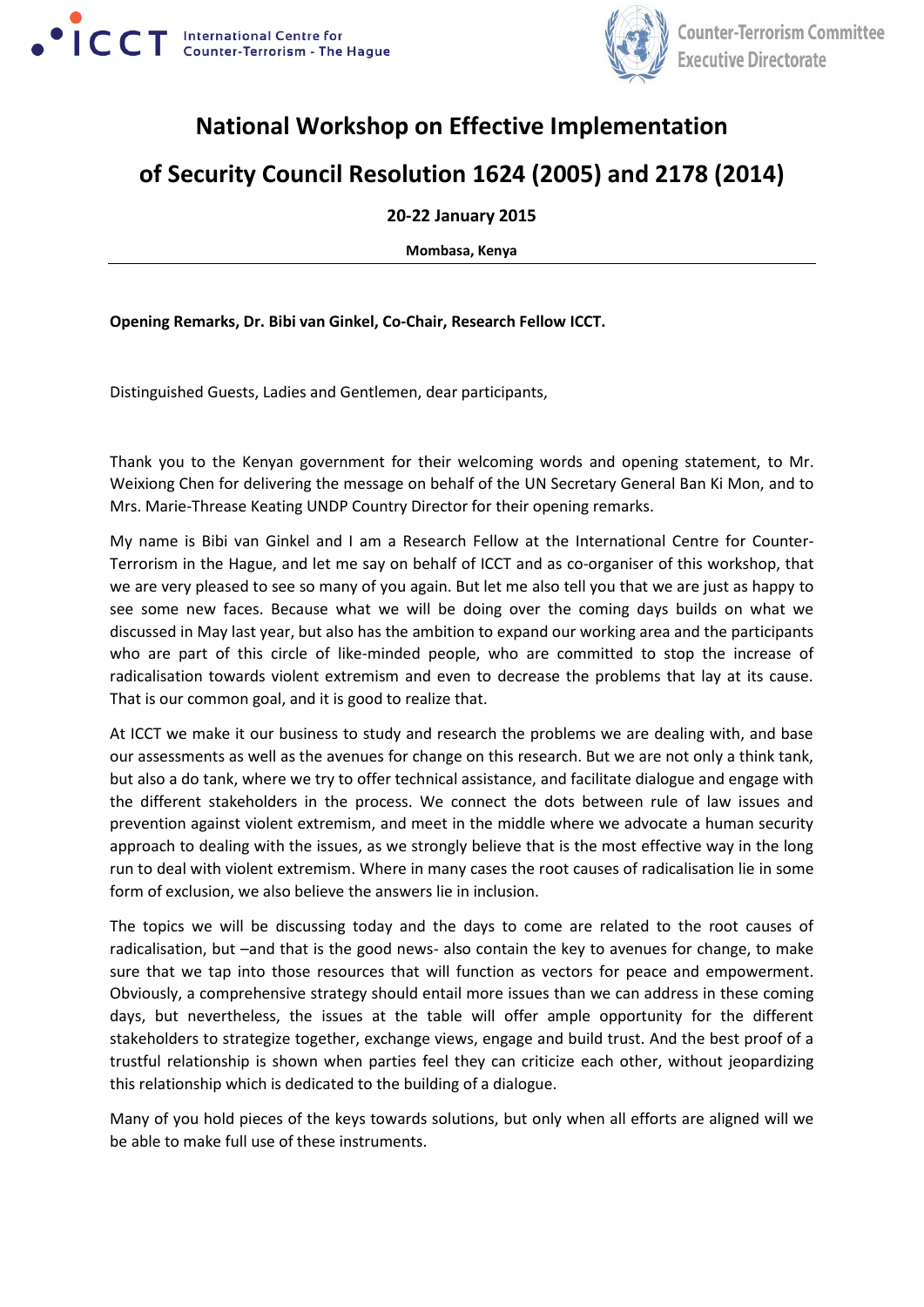# National Workshop on Effective Implementation of Security Council Resolution 1624 (2005) and 2178 (2014)

**20-22 January 2015**

**Mombasa, Kenya**

---

**Opening Remarks, Dr. Bibi van Ginkel, Co-Chair, Research Fellow ICCT.**

Distinguished Guests, Ladies and Gentlemen, dear participants,

Thank you to the Kenyan government for their welcoming words and opening statement, to Mr. Weixiong Chen for delivering the message on behalf of the UN Secretary General Ban Ki Mon, and to Mrs. Marie-Threase Keating UNDP Country Director for their opening remarks.

My name is Bibi van Ginkel and I am a Research Fellow at the International Centre for Counter-Terrorism in the Hague, and let me say on behalf of ICCT and as co-organiser of this workshop, that we are very pleased to see so many of you again. But let me also tell you that we are just as happy to see some new faces. Because what we will be doing over the coming days builds on what we discussed in May last year, but also has the ambition to expand our working area and the participants who are part of this circle of like-minded people, who are committed to stop the increase of radicalisation towards violent extremism and even to decrease the problems that lay at its cause. That is our common goal, and it is good to realize that.

At ICCT we make it our business to study and research the problems we are dealing with, and base our assessments as well as the avenues for change on this research. But we are not only a think tank, but also a do tank, where we try to offer technical assistance, and facilitate dialogue and engage with the different stakeholders in the process. We connect the dots between rule of law issues and prevention against violent extremism, and meet in the middle where we advocate a human security approach to dealing with the issues, as we strongly believe that is the most effective way in the long run to deal with violent extremism. Where in many cases the root causes of radicalisation lie in some form of exclusion, we also believe the answers lie in inclusion.

The topics we will be discussing today and the days to come are related to the root causes of radicalisation, but –and that is the good news- also contain the key to avenues for change, to make sure that we tap into those resources that will function as vectors for peace and empowerment. Obviously, a comprehensive strategy should entail more issues than we can address in these coming days, but nevertheless, the issues at the table will offer ample opportunity for the different stakeholders to strategize together, exchange views, engage and build trust. And the best proof of a trustful relationship is shown when parties feel they can criticize each other, without jeopardizing this relationship which is dedicated to the building of a dialogue.

Many of you hold pieces of the keys towards solutions, but only when all efforts are aligned will we be able to make full use of these instruments.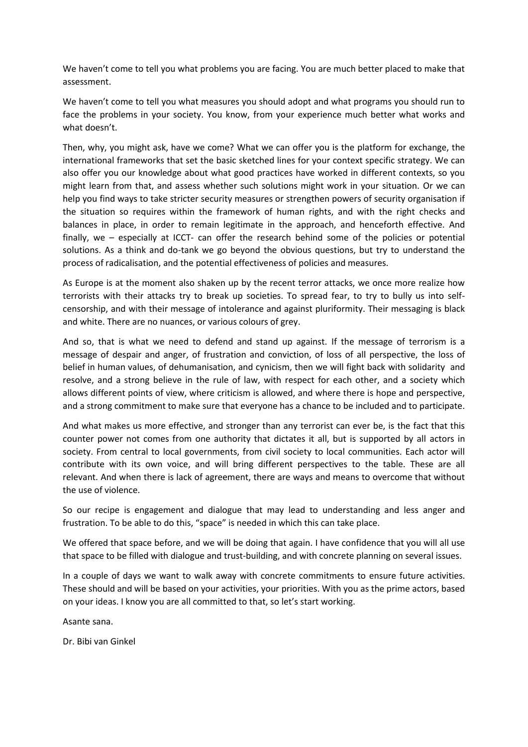We haven't come to tell you what problems you are facing. You are much better placed to make that assessment.

We haven't come to tell you what measures you should adopt and what programs you should run to face the problems in your society. You know, from your experience much better what works and what doesn't.

Then, why, you might ask, have we come? What we can offer you is the platform for exchange, the international frameworks that set the basic sketched lines for your context specific strategy. We can also offer you our knowledge about what good practices have worked in different contexts, so you might learn from that, and assess whether such solutions might work in your situation. Or we can help you find ways to take stricter security measures or strengthen powers of security organisation if the situation so requires within the framework of human rights, and with the right checks and balances in place, in order to remain legitimate in the approach, and henceforth effective. And finally, we – especially at ICCT- can offer the research behind some of the policies or potential solutions. As a think and do-tank we go beyond the obvious questions, but try to understand the process of radicalisation, and the potential effectiveness of policies and measures.

As Europe is at the moment also shaken up by the recent terror attacks, we once more realize how terrorists with their attacks try to break up societies. To spread fear, to try to bully us into self-censorship, and with their message of intolerance and against pluriformity. Their messaging is black and white. There are no nuances, or various colours of grey.

And so, that is what we need to defend and stand up against. If the message of terrorism is a message of despair and anger, of frustration and conviction, of loss of all perspective, the loss of belief in human values, of dehumanisation, and cynicism, then we will fight back with solidarity and resolve, and a strong believe in the rule of law, with respect for each other, and a society which allows different points of view, where criticism is allowed, and where there is hope and perspective, and a strong commitment to make sure that everyone has a chance to be included and to participate.

And what makes us more effective, and stronger than any terrorist can ever be, is the fact that this counter power not comes from one authority that dictates it all, but is supported by all actors in society. From central to local governments, from civil society to local communities. Each actor will contribute with its own voice, and will bring different perspectives to the table. These are all relevant. And when there is lack of agreement, there are ways and means to overcome that without the use of violence.

So our recipe is engagement and dialogue that may lead to understanding and less anger and frustration. To be able to do this, "space" is needed in which this can take place.

We offered that space before, and we will be doing that again. I have confidence that you will all use that space to be filled with dialogue and trust-building, and with concrete planning on several issues.

In a couple of days we want to walk away with concrete commitments to ensure future activities. These should and will be based on your activities, your priorities. With you as the prime actors, based on your ideas. I know you are all committed to that, so let's start working.

Asante sana.

Dr. Bibi van Ginkel